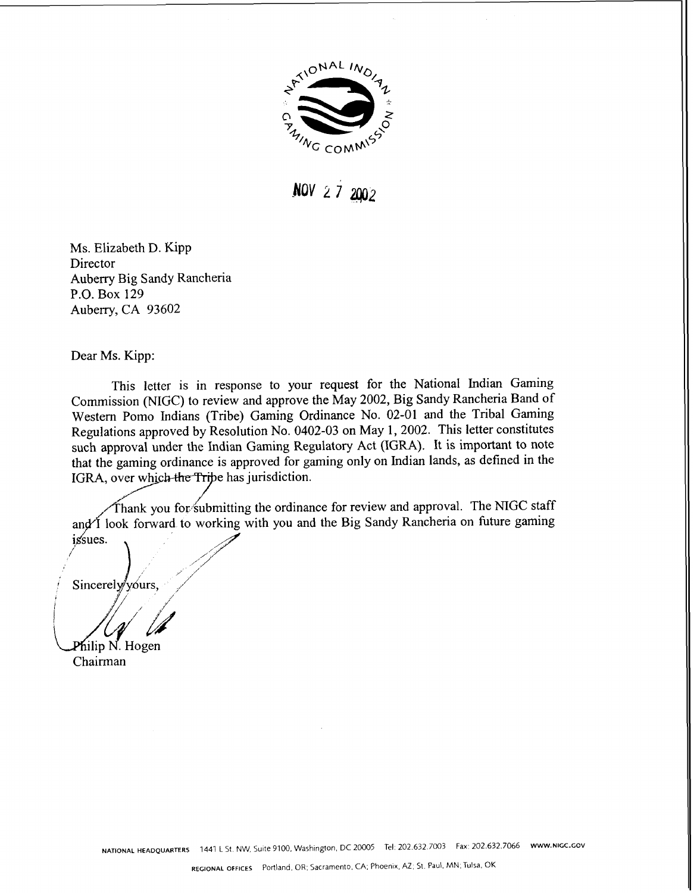NATIONAL INDIAN GAMING COMMISSION

NOV 27 2002

Ms. Elizabeth D. Kipp
Director
Auberry Big Sandy Rancheria
P.O. Box 129
Auberry, CA 93602

Dear Ms. Kipp:

This letter is in response to your request for the National Indian Gaming Commission (NIGC) to review and approve the May 2002, Big Sandy Rancheria Band of Western Pomo Indians (Tribe) Gaming Ordinance No. 02-01 and the Tribal Gaming Regulations approved by Resolution No. 0402-03 on May 1, 2002. This letter constitutes such approval under the Indian Gaming Regulatory Act (IGRA). It is important to note that the gaming ordinance is approved for gaming only on Indian lands, as defined in the IGRA, over which the Tribe has jurisdiction.

Thank you for submitting the ordinance for review and approval. The NIGC staff and I look forward to working with you and the Big Sandy Rancheria on future gaming issues.

Sincerely yours,

Philip N. Hogen
Chairman

NATIONAL HEADQUARTERS 1441 L St. NW, Suite 9100, Washington, DC 20005 Tel: 202.632.7003 Fax: 202.632.7066 WWW.NIGC.GOV

REGIONAL OFFICES Portland, OR; Sacramento, CA; Phoenix, AZ; St. Paul, MN; Tulsa, OK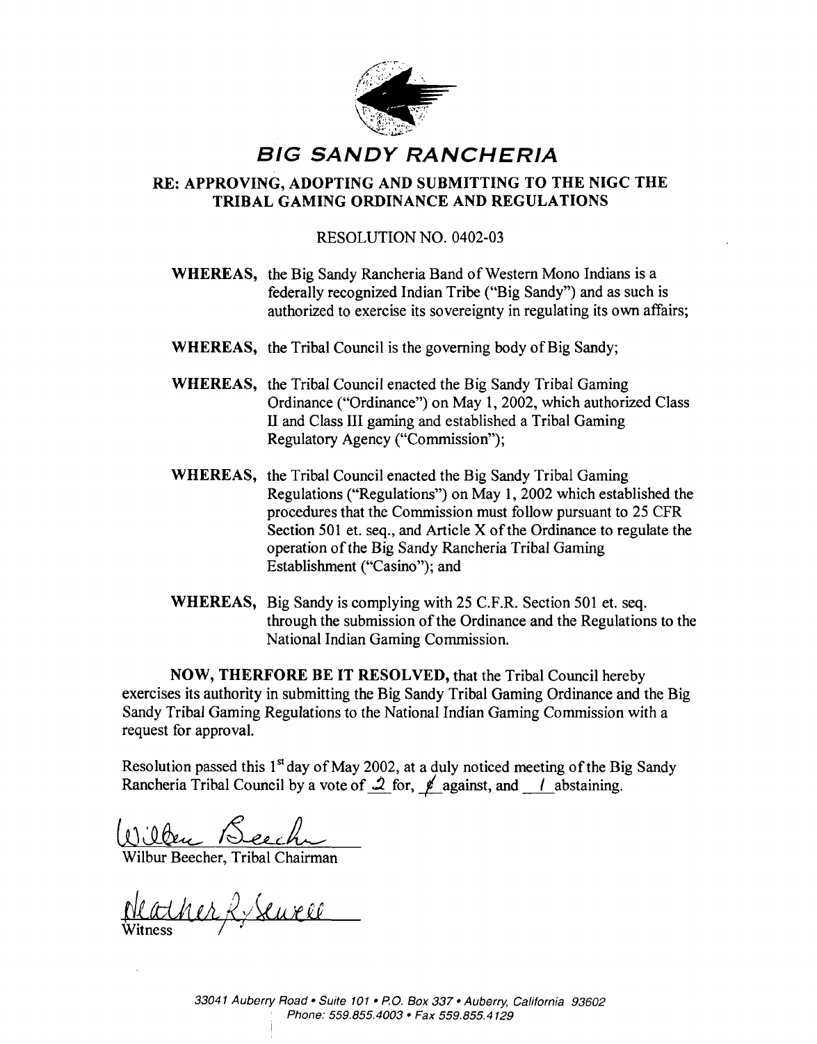# BIG SANDY RANCHERIA

## RE: APPROVING, ADOPTING AND SUBMITTING TO THE NIGC THE TRIBAL GAMING ORDINANCE AND REGULATIONS

RESOLUTION NO. 0402-03

**WHEREAS,** the Big Sandy Rancheria Band of Western Mono Indians is a federally recognized Indian Tribe ("Big Sandy") and as such is authorized to exercise its sovereignty in regulating its own affairs;

**WHEREAS,** the Tribal Council is the governing body of Big Sandy;

**WHEREAS,** the Tribal Council enacted the Big Sandy Tribal Gaming Ordinance ("Ordinance") on May 1, 2002, which authorized Class II and Class III gaming and established a Tribal Gaming Regulatory Agency ("Commission");

**WHEREAS,** the Tribal Council enacted the Big Sandy Tribal Gaming Regulations ("Regulations") on May 1, 2002 which established the procedures that the Commission must follow pursuant to 25 CFR Section 501 et. seq., and Article X of the Ordinance to regulate the operation of the Big Sandy Rancheria Tribal Gaming Establishment ("Casino"); and

**WHEREAS,** Big Sandy is complying with 25 C.F.R. Section 501 et. seq. through the submission of the Ordinance and the Regulations to the National Indian Gaming Commission.

**NOW, THERFORE BE IT RESOLVED,** that the Tribal Council hereby exercises its authority in submitting the Big Sandy Tribal Gaming Ordinance and the Big Sandy Tribal Gaming Regulations to the National Indian Gaming Commission with a request for approval.

Resolution passed this 1st day of May 2002, at a duly noticed meeting of the Big Sandy Rancheria Tribal Council by a vote of 2 for, 0 against, and 1 abstaining.

Wilbur Beecher, Tribal Chairman

Witness

33041 Auberry Road • Suite 101 • P.O. Box 337 • Auberry, California 93602
Phone: 559.855.4003 • Fax 559.855.4129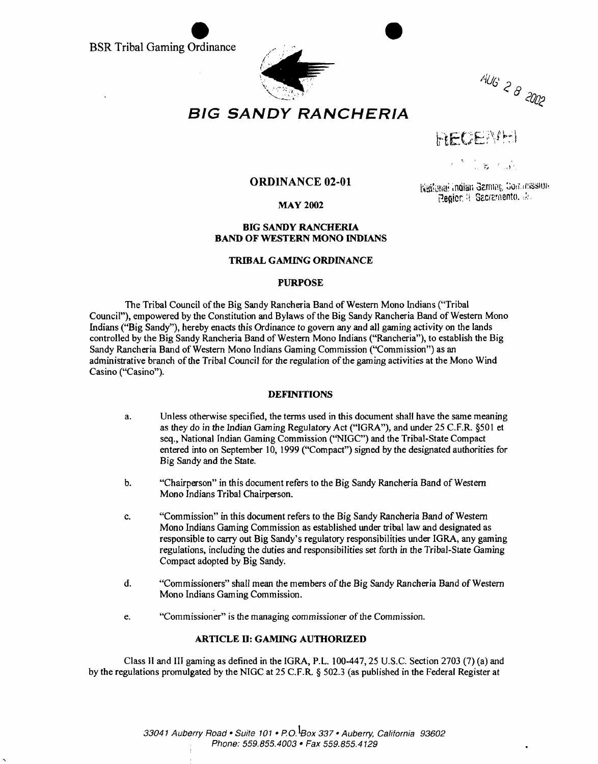BSR Tribal Gaming Ordinance

# BIG SANDY RANCHERIA

AUG 28 2002

RECEIVED

National Indian Gaming Commission
Region II Sacramento, CA

## ORDINANCE 02-01

**MAY 2002**

**BIG SANDY RANCHERIA**
**BAND OF WESTERN MONO INDIANS**

**TRIBAL GAMING ORDINANCE**

**PURPOSE**

The Tribal Council of the Big Sandy Rancheria Band of Western Mono Indians ("Tribal Council"), empowered by the Constitution and Bylaws of the Big Sandy Rancheria Band of Western Mono Indians ("Big Sandy"), hereby enacts this Ordinance to govern any and all gaming activity on the lands controlled by the Big Sandy Rancheria Band of Western Mono Indians ("Rancheria"), to establish the Big Sandy Rancheria Band of Western Mono Indians Gaming Commission ("Commission") as an administrative branch of the Tribal Council for the regulation of the gaming activities at the Mono Wind Casino ("Casino").

**DEFINITIONS**

a. Unless otherwise specified, the terms used in this document shall have the same meaning as they do in the Indian Gaming Regulatory Act ("IGRA"), and under 25 C.F.R. §501 et seq., National Indian Gaming Commission ("NIGC") and the Tribal-State Compact entered into on September 10, 1999 ("Compact") signed by the designated authorities for Big Sandy and the State.

b. "Chairperson" in this document refers to the Big Sandy Rancheria Band of Western Mono Indians Tribal Chairperson.

c. "Commission" in this document refers to the Big Sandy Rancheria Band of Western Mono Indians Gaming Commission as established under tribal law and designated as responsible to carry out Big Sandy's regulatory responsibilities under IGRA, any gaming regulations, including the duties and responsibilities set forth in the Tribal-State Gaming Compact adopted by Big Sandy.

d. "Commissioners" shall mean the members of the Big Sandy Rancheria Band of Western Mono Indians Gaming Commission.

e. "Commissioner" is the managing commissioner of the Commission.

**ARTICLE II: GAMING AUTHORIZED**

Class II and III gaming as defined in the IGRA, P.L. 100-447, 25 U.S.C. Section 2703 (7) (a) and by the regulations promulgated by the NIGC at 25 C.F.R. § 502.3 (as published in the Federal Register at

33041 Auberry Road • Suite 101 • P.O. Box 337 • Auberry, California 93602
Phone: 559.855.4003 • Fax 559.855.4129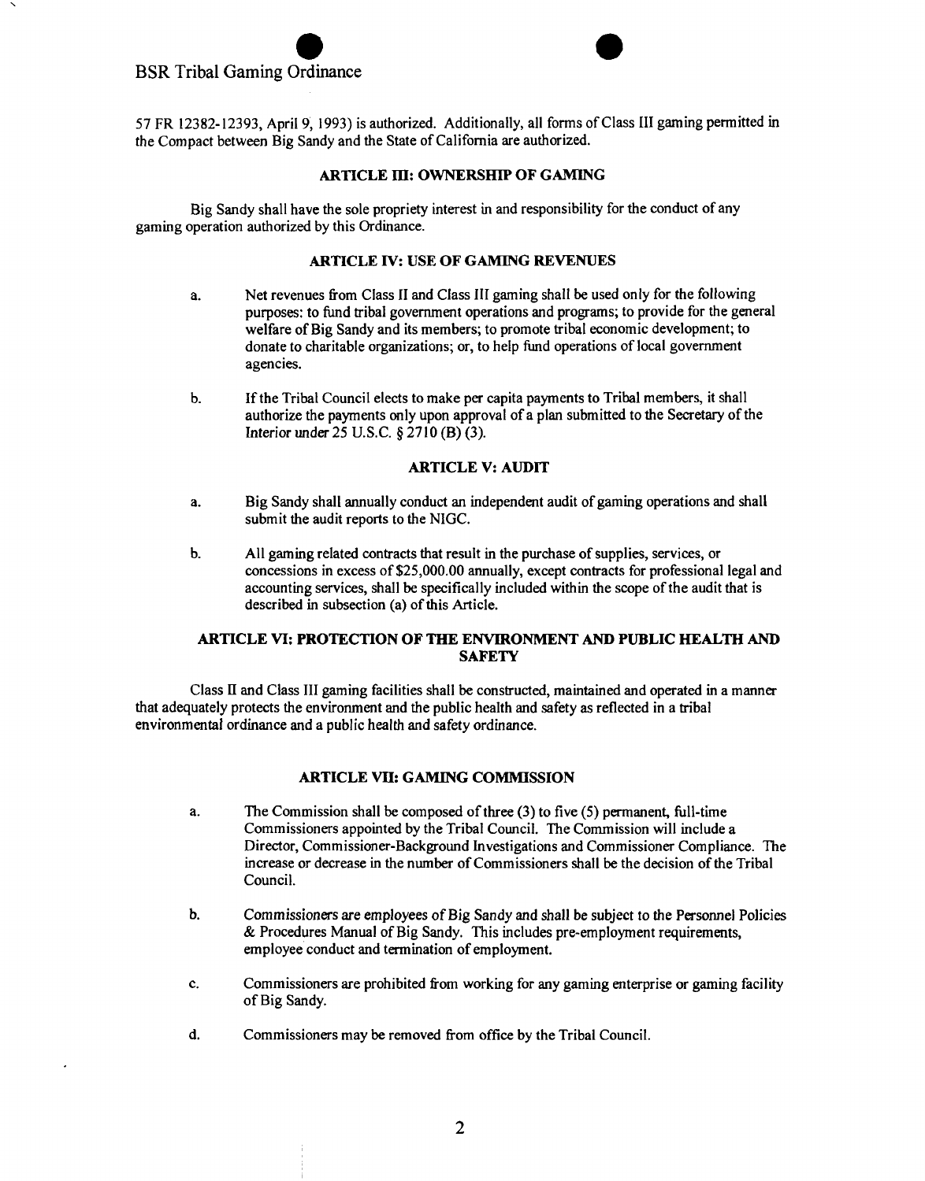57 FR 12382-12393, April 9, 1993) is authorized. Additionally, all forms of Class III gaming permitted in the Compact between Big Sandy and the State of California are authorized.

## ARTICLE III: OWNERSHIP OF GAMING

Big Sandy shall have the sole propriety interest in and responsibility for the conduct of any gaming operation authorized by this Ordinance.

## ARTICLE IV: USE OF GAMING REVENUES

a. Net revenues from Class II and Class III gaming shall be used only for the following purposes: to fund tribal government operations and programs; to provide for the general welfare of Big Sandy and its members; to promote tribal economic development; to donate to charitable organizations; or, to help fund operations of local government agencies.

b. If the Tribal Council elects to make per capita payments to Tribal members, it shall authorize the payments only upon approval of a plan submitted to the Secretary of the Interior under 25 U.S.C. § 2710 (B) (3).

## ARTICLE V: AUDIT

a. Big Sandy shall annually conduct an independent audit of gaming operations and shall submit the audit reports to the NIGC.

b. All gaming related contracts that result in the purchase of supplies, services, or concessions in excess of $25,000.00 annually, except contracts for professional legal and accounting services, shall be specifically included within the scope of the audit that is described in subsection (a) of this Article.

## ARTICLE VI: PROTECTION OF THE ENVIRONMENT AND PUBLIC HEALTH AND SAFETY

Class II and Class III gaming facilities shall be constructed, maintained and operated in a manner that adequately protects the environment and the public health and safety as reflected in a tribal environmental ordinance and a public health and safety ordinance.

## ARTICLE VII: GAMING COMMISSION

a. The Commission shall be composed of three (3) to five (5) permanent, full-time Commissioners appointed by the Tribal Council. The Commission will include a Director, Commissioner-Background Investigations and Commissioner Compliance. The increase or decrease in the number of Commissioners shall be the decision of the Tribal Council.

b. Commissioners are employees of Big Sandy and shall be subject to the Personnel Policies & Procedures Manual of Big Sandy. This includes pre-employment requirements, employee conduct and termination of employment.

c. Commissioners are prohibited from working for any gaming enterprise or gaming facility of Big Sandy.

d. Commissioners may be removed from office by the Tribal Council.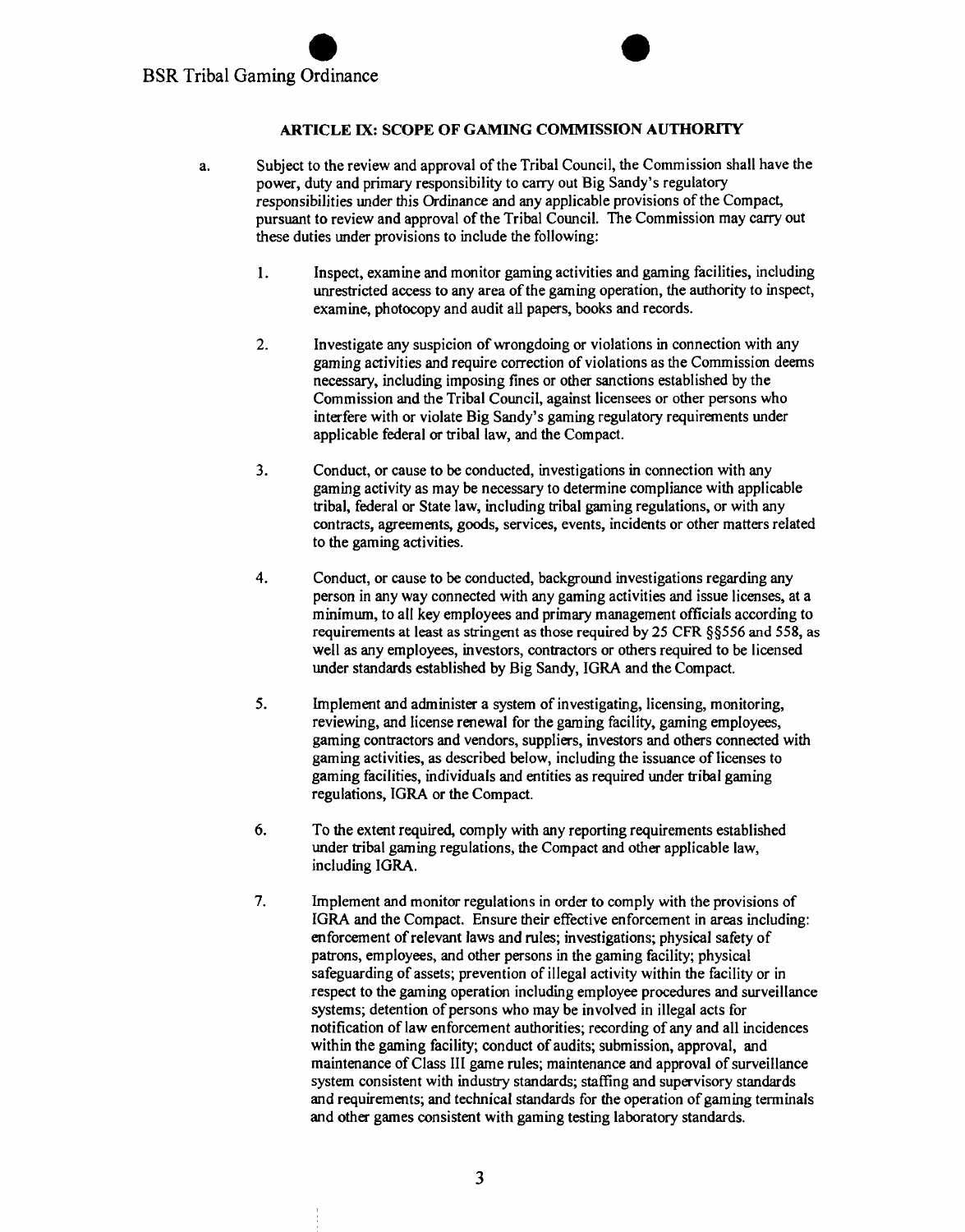## ARTICLE IX: SCOPE OF GAMING COMMISSION AUTHORITY

a. Subject to the review and approval of the Tribal Council, the Commission shall have the power, duty and primary responsibility to carry out Big Sandy's regulatory responsibilities under this Ordinance and any applicable provisions of the Compact, pursuant to review and approval of the Tribal Council. The Commission may carry out these duties under provisions to include the following:

1. Inspect, examine and monitor gaming activities and gaming facilities, including unrestricted access to any area of the gaming operation, the authority to inspect, examine, photocopy and audit all papers, books and records.

2. Investigate any suspicion of wrongdoing or violations in connection with any gaming activities and require correction of violations as the Commission deems necessary, including imposing fines or other sanctions established by the Commission and the Tribal Council, against licensees or other persons who interfere with or violate Big Sandy's gaming regulatory requirements under applicable federal or tribal law, and the Compact.

3. Conduct, or cause to be conducted, investigations in connection with any gaming activity as may be necessary to determine compliance with applicable tribal, federal or State law, including tribal gaming regulations, or with any contracts, agreements, goods, services, events, incidents or other matters related to the gaming activities.

4. Conduct, or cause to be conducted, background investigations regarding any person in any way connected with any gaming activities and issue licenses, at a minimum, to all key employees and primary management officials according to requirements at least as stringent as those required by 25 CFR §§556 and 558, as well as any employees, investors, contractors or others required to be licensed under standards established by Big Sandy, IGRA and the Compact.

5. Implement and administer a system of investigating, licensing, monitoring, reviewing, and license renewal for the gaming facility, gaming employees, gaming contractors and vendors, suppliers, investors and others connected with gaming activities, as described below, including the issuance of licenses to gaming facilities, individuals and entities as required under tribal gaming regulations, IGRA or the Compact.

6. To the extent required, comply with any reporting requirements established under tribal gaming regulations, the Compact and other applicable law, including IGRA.

7. Implement and monitor regulations in order to comply with the provisions of IGRA and the Compact. Ensure their effective enforcement in areas including: enforcement of relevant laws and rules; investigations; physical safety of patrons, employees, and other persons in the gaming facility; physical safeguarding of assets; prevention of illegal activity within the facility or in respect to the gaming operation including employee procedures and surveillance systems; detention of persons who may be involved in illegal acts for notification of law enforcement authorities; recording of any and all incidences within the gaming facility; conduct of audits; submission, approval, and maintenance of Class III game rules; maintenance and approval of surveillance system consistent with industry standards; staffing and supervisory standards and requirements; and technical standards for the operation of gaming terminals and other games consistent with gaming testing laboratory standards.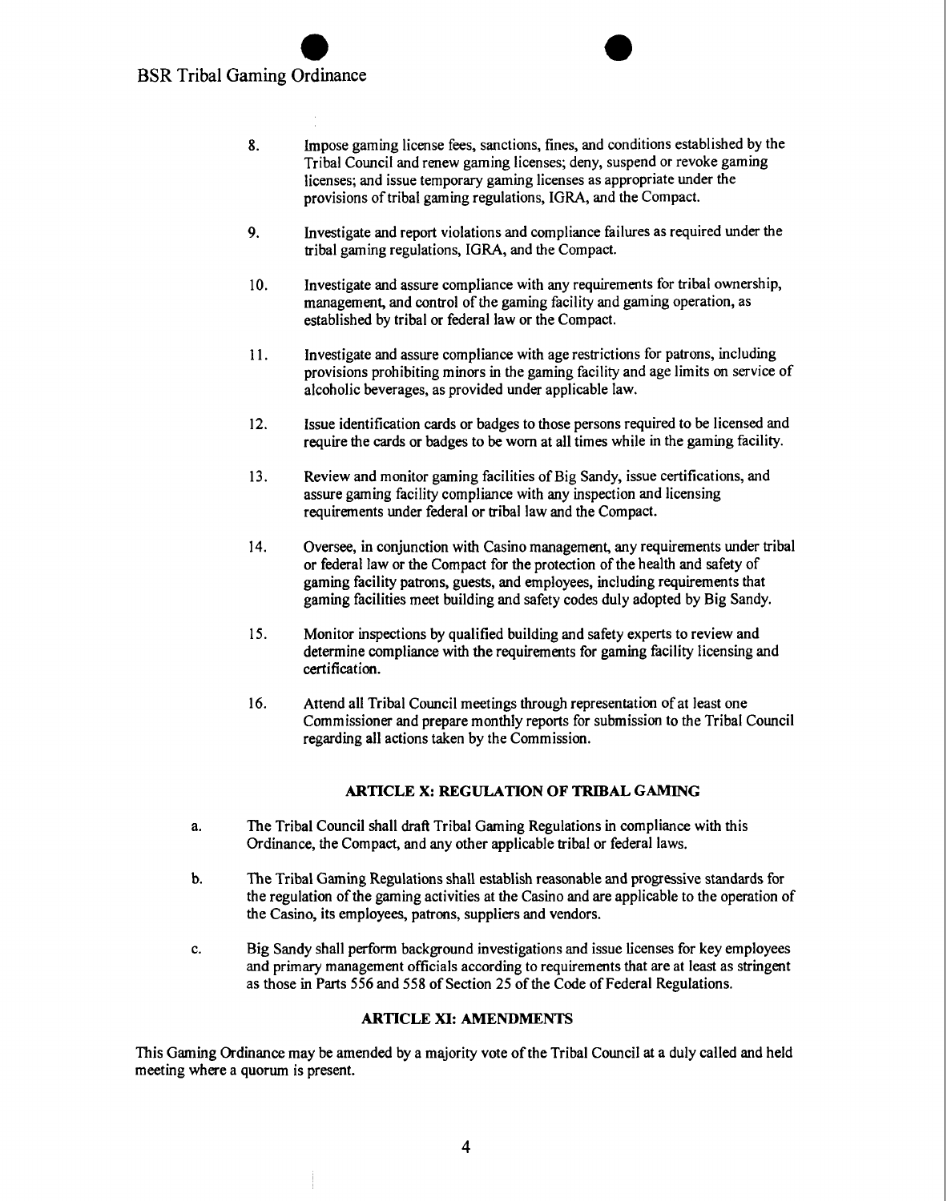8. Impose gaming license fees, sanctions, fines, and conditions established by the Tribal Council and renew gaming licenses; deny, suspend or revoke gaming licenses; and issue temporary gaming licenses as appropriate under the provisions of tribal gaming regulations, IGRA, and the Compact.

9. Investigate and report violations and compliance failures as required under the tribal gaming regulations, IGRA, and the Compact.

10. Investigate and assure compliance with any requirements for tribal ownership, management, and control of the gaming facility and gaming operation, as established by tribal or federal law or the Compact.

11. Investigate and assure compliance with age restrictions for patrons, including provisions prohibiting minors in the gaming facility and age limits on service of alcoholic beverages, as provided under applicable law.

12. Issue identification cards or badges to those persons required to be licensed and require the cards or badges to be worn at all times while in the gaming facility.

13. Review and monitor gaming facilities of Big Sandy, issue certifications, and assure gaming facility compliance with any inspection and licensing requirements under federal or tribal law and the Compact.

14. Oversee, in conjunction with Casino management, any requirements under tribal or federal law or the Compact for the protection of the health and safety of gaming facility patrons, guests, and employees, including requirements that gaming facilities meet building and safety codes duly adopted by Big Sandy.

15. Monitor inspections by qualified building and safety experts to review and determine compliance with the requirements for gaming facility licensing and certification.

16. Attend all Tribal Council meetings through representation of at least one Commissioner and prepare monthly reports for submission to the Tribal Council regarding all actions taken by the Commission.

## ARTICLE X: REGULATION OF TRIBAL GAMING

a. The Tribal Council shall draft Tribal Gaming Regulations in compliance with this Ordinance, the Compact, and any other applicable tribal or federal laws.

b. The Tribal Gaming Regulations shall establish reasonable and progressive standards for the regulation of the gaming activities at the Casino and are applicable to the operation of the Casino, its employees, patrons, suppliers and vendors.

c. Big Sandy shall perform background investigations and issue licenses for key employees and primary management officials according to requirements that are at least as stringent as those in Parts 556 and 558 of Section 25 of the Code of Federal Regulations.

## ARTICLE XI: AMENDMENTS

This Gaming Ordinance may be amended by a majority vote of the Tribal Council at a duly called and held meeting where a quorum is present.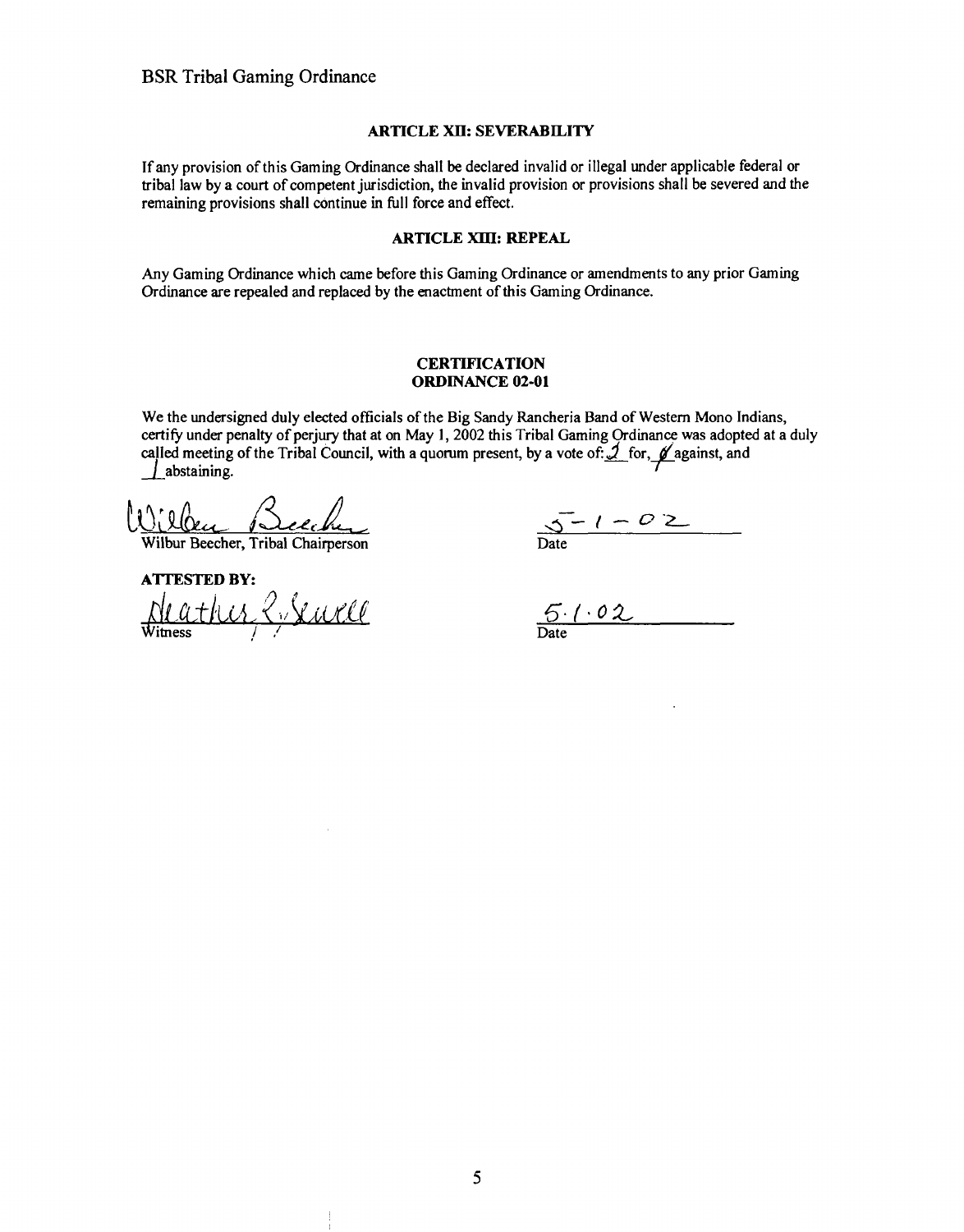### ARTICLE XII: SEVERABILITY

If any provision of this Gaming Ordinance shall be declared invalid or illegal under applicable federal or tribal law by a court of competent jurisdiction, the invalid provision or provisions shall be severed and the remaining provisions shall continue in full force and effect.

### ARTICLE XIII: REPEAL

Any Gaming Ordinance which came before this Gaming Ordinance or amendments to any prior Gaming Ordinance are repealed and replaced by the enactment of this Gaming Ordinance.

### CERTIFICATION
### ORDINANCE 02-01

We the undersigned duly elected officials of the Big Sandy Rancheria Band of Western Mono Indians, certify under penalty of perjury that at on May 1, 2002 this Tribal Gaming Ordinance was adopted at a duly called meeting of the Tribal Council, with a quorum present, by a vote of: 2 for, 0 against, and 1 abstaining.

Wilbur Beecher
Wilbur Beecher, Tribal Chairperson

5-1-02
Date

**ATTESTED BY:**

Heather R. Sewell
Witness

5.1.02
Date